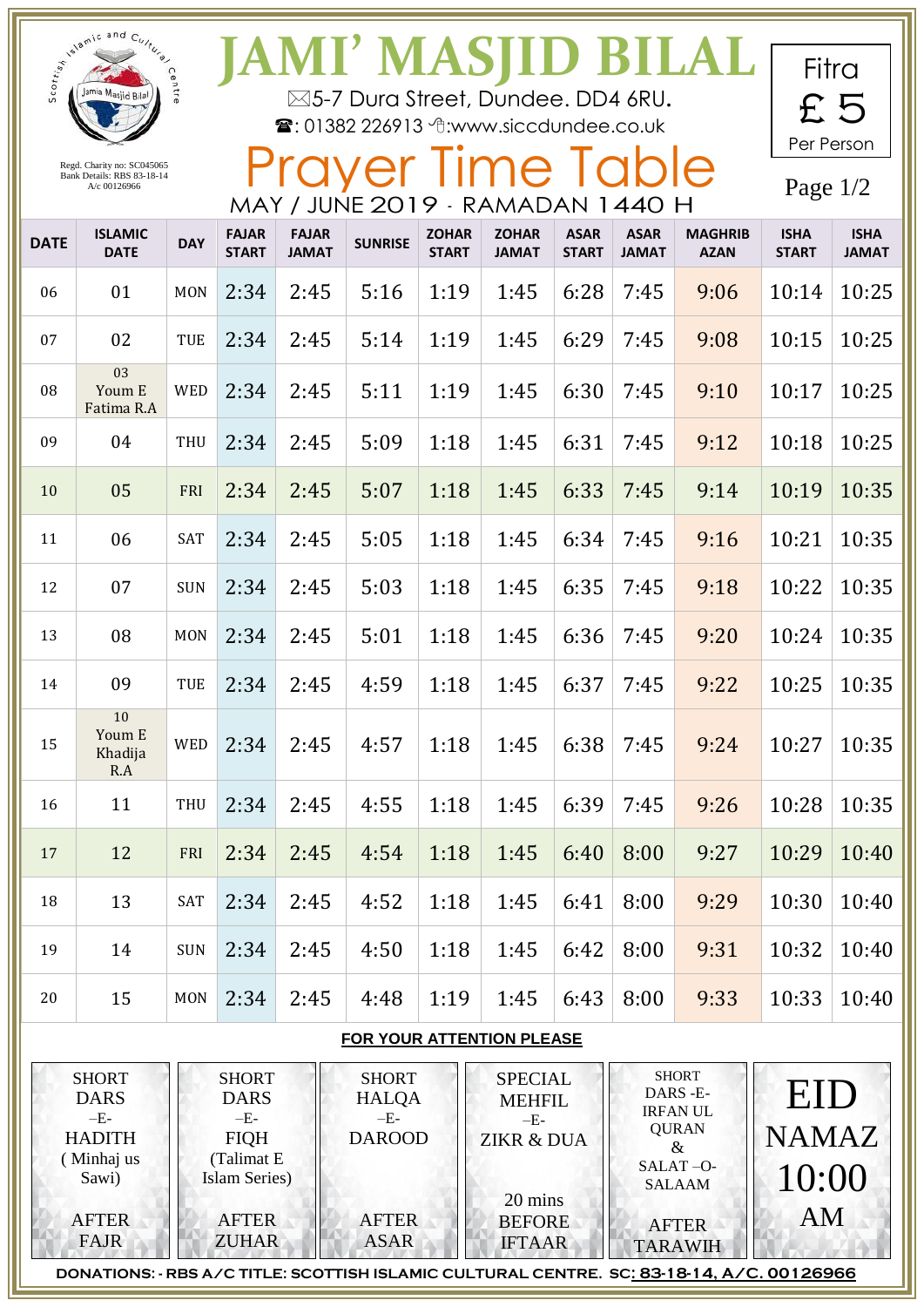Scottish Islamic and Cultural Centre

Jamia Masjid Bilal

Regd. Charity no: SC045065
Bank Details: RBS 83-18-14
A/c 00126966

# JAMI' MASJID BILAL

5-7 Dura Street, Dundee. DD4 6RU.

: 01382 226913 :www.siccdundee.co.uk

## Prayer Time Table

MAY / JUNE 2019 - RAMADAN 1440 H

Fitra £ 5 Per Person

Page 1/2

| DATE | ISLAMIC DATE | DAY | FAJAR START | FAJAR JAMAT | SUNRISE | ZOHAR START | ZOHAR JAMAT | ASAR START | ASAR JAMAT | MAGHRIB AZAN | ISHA START | ISHA JAMAT |
|---|---|---|---|---|---|---|---|---|---|---|---|---|
| 06 | 01 | MON | 2:34 | 2:45 | 5:16 | 1:19 | 1:45 | 6:28 | 7:45 | 9:06 | 10:14 | 10:25 |
| 07 | 02 | TUE | 2:34 | 2:45 | 5:14 | 1:19 | 1:45 | 6:29 | 7:45 | 9:08 | 10:15 | 10:25 |
| 08 | 03 Youm E Fatima R.A | WED | 2:34 | 2:45 | 5:11 | 1:19 | 1:45 | 6:30 | 7:45 | 9:10 | 10:17 | 10:25 |
| 09 | 04 | THU | 2:34 | 2:45 | 5:09 | 1:18 | 1:45 | 6:31 | 7:45 | 9:12 | 10:18 | 10:25 |
| 10 | 05 | FRI | 2:34 | 2:45 | 5:07 | 1:18 | 1:45 | 6:33 | 7:45 | 9:14 | 10:19 | 10:35 |
| 11 | 06 | SAT | 2:34 | 2:45 | 5:05 | 1:18 | 1:45 | 6:34 | 7:45 | 9:16 | 10:21 | 10:35 |
| 12 | 07 | SUN | 2:34 | 2:45 | 5:03 | 1:18 | 1:45 | 6:35 | 7:45 | 9:18 | 10:22 | 10:35 |
| 13 | 08 | MON | 2:34 | 2:45 | 5:01 | 1:18 | 1:45 | 6:36 | 7:45 | 9:20 | 10:24 | 10:35 |
| 14 | 09 | TUE | 2:34 | 2:45 | 4:59 | 1:18 | 1:45 | 6:37 | 7:45 | 9:22 | 10:25 | 10:35 |
| 15 | 10 Youm E Khadija R.A | WED | 2:34 | 2:45 | 4:57 | 1:18 | 1:45 | 6:38 | 7:45 | 9:24 | 10:27 | 10:35 |
| 16 | 11 | THU | 2:34 | 2:45 | 4:55 | 1:18 | 1:45 | 6:39 | 7:45 | 9:26 | 10:28 | 10:35 |
| 17 | 12 | FRI | 2:34 | 2:45 | 4:54 | 1:18 | 1:45 | 6:40 | 8:00 | 9:27 | 10:29 | 10:40 |
| 18 | 13 | SAT | 2:34 | 2:45 | 4:52 | 1:18 | 1:45 | 6:41 | 8:00 | 9:29 | 10:30 | 10:40 |
| 19 | 14 | SUN | 2:34 | 2:45 | 4:50 | 1:18 | 1:45 | 6:42 | 8:00 | 9:31 | 10:32 | 10:40 |
| 20 | 15 | MON | 2:34 | 2:45 | 4:48 | 1:19 | 1:45 | 6:43 | 8:00 | 9:33 | 10:33 | 10:40 |

**FOR YOUR ATTENTION PLEASE**

- SHORT DARS –E– HADITH (Minhaj us Sawi) — AFTER FAJR
- SHORT DARS –E– FIQH (Talimat E Islam Series) — AFTER ZUHAR
- SHORT HALQA –E– DAROOD — AFTER ASAR
- SPECIAL MEHFIL –E– ZIKR & DUA — 20 mins BEFORE IFTAAR
- SHORT DARS -E- IRFAN UL QURAN & SALAT –O- SALAAM — AFTER TARAWIH
- EID NAMAZ 10:00 AM

DONATIONS: - RBS A/C TITLE: SCOTTISH ISLAMIC CULTURAL CENTRE. SC: 83-18-14, A/C. 00126966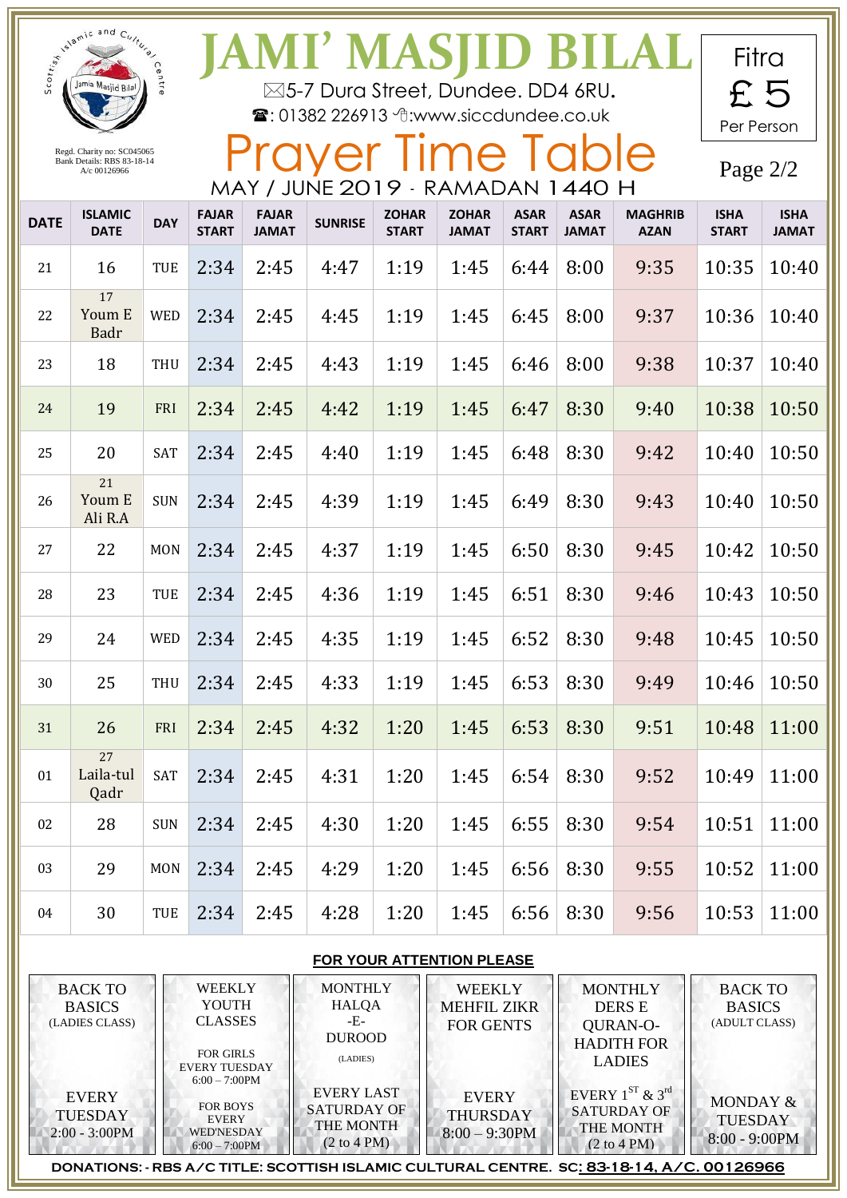Scottish Islamic and Cultural Centre

Jamia Masjid Bilal

Regd. Charity no: SC045065
Bank Details: RBS 83-18-14
A/c 00126966

# JAMI' MASJID BILAL

5-7 Dura Street, Dundee. DD4 6RU.

: 01382 226913 :www.siccdundee.co.uk

Fitra
£ 5
Per Person

## Prayer Time Table

MAY / JUNE 2019 - RAMADAN 1440 H

Page 2/2

| DATE | ISLAMIC DATE | DAY | FAJAR START | FAJAR JAMAT | SUNRISE | ZOHAR START | ZOHAR JAMAT | ASAR START | ASAR JAMAT | MAGHRIB AZAN | ISHA START | ISHA JAMAT |
|---|---|---|---|---|---|---|---|---|---|---|---|---|
| 21 | 16 | TUE | 2:34 | 2:45 | 4:47 | 1:19 | 1:45 | 6:44 | 8:00 | 9:35 | 10:35 | 10:40 |
| 22 | 17 Youm E Badr | WED | 2:34 | 2:45 | 4:45 | 1:19 | 1:45 | 6:45 | 8:00 | 9:37 | 10:36 | 10:40 |
| 23 | 18 | THU | 2:34 | 2:45 | 4:43 | 1:19 | 1:45 | 6:46 | 8:00 | 9:38 | 10:37 | 10:40 |
| 24 | 19 | FRI | 2:34 | 2:45 | 4:42 | 1:19 | 1:45 | 6:47 | 8:30 | 9:40 | 10:38 | 10:50 |
| 25 | 20 | SAT | 2:34 | 2:45 | 4:40 | 1:19 | 1:45 | 6:48 | 8:30 | 9:42 | 10:40 | 10:50 |
| 26 | 21 Youm E Ali R.A | SUN | 2:34 | 2:45 | 4:39 | 1:19 | 1:45 | 6:49 | 8:30 | 9:43 | 10:40 | 10:50 |
| 27 | 22 | MON | 2:34 | 2:45 | 4:37 | 1:19 | 1:45 | 6:50 | 8:30 | 9:45 | 10:42 | 10:50 |
| 28 | 23 | TUE | 2:34 | 2:45 | 4:36 | 1:19 | 1:45 | 6:51 | 8:30 | 9:46 | 10:43 | 10:50 |
| 29 | 24 | WED | 2:34 | 2:45 | 4:35 | 1:19 | 1:45 | 6:52 | 8:30 | 9:48 | 10:45 | 10:50 |
| 30 | 25 | THU | 2:34 | 2:45 | 4:33 | 1:19 | 1:45 | 6:53 | 8:30 | 9:49 | 10:46 | 10:50 |
| 31 | 26 | FRI | 2:34 | 2:45 | 4:32 | 1:20 | 1:45 | 6:53 | 8:30 | 9:51 | 10:48 | 11:00 |
| 01 | 27 Laila-tul Qadr | SAT | 2:34 | 2:45 | 4:31 | 1:20 | 1:45 | 6:54 | 8:30 | 9:52 | 10:49 | 11:00 |
| 02 | 28 | SUN | 2:34 | 2:45 | 4:30 | 1:20 | 1:45 | 6:55 | 8:30 | 9:54 | 10:51 | 11:00 |
| 03 | 29 | MON | 2:34 | 2:45 | 4:29 | 1:20 | 1:45 | 6:56 | 8:30 | 9:55 | 10:52 | 11:00 |
| 04 | 30 | TUE | 2:34 | 2:45 | 4:28 | 1:20 | 1:45 | 6:56 | 8:30 | 9:56 | 10:53 | 11:00 |

### FOR YOUR ATTENTION PLEASE

- **BACK TO BASICS** (LADIES CLASS) — EVERY TUESDAY 2:00 - 3:00PM
- **WEEKLY YOUTH CLASSES** — FOR GIRLS EVERY TUESDAY 6:00 – 7:00PM; FOR BOYS EVERY WED'NESDAY 6:00 – 7:00PM
- **MONTHLY HALQA -E- DUROOD** (LADIES) — EVERY LAST SATURDAY OF THE MONTH (2 to 4 PM)
- **WEEKLY MEHFIL ZIKR FOR GENTS** — EVERY THURSDAY 8:00 – 9:30PM
- **MONTHLY DERS E QURAN-O-HADITH FOR LADIES** — EVERY 1ST & 3rd SATURDAY OF THE MONTH (2 to 4 PM)
- **BACK TO BASICS** (ADULT CLASS) — MONDAY & TUESDAY 8:00 - 9:00PM

DONATIONS: - RBS A/C TITLE: SCOTTISH ISLAMIC CULTURAL CENTRE. SC: 83-18-14, A/C. 00126966